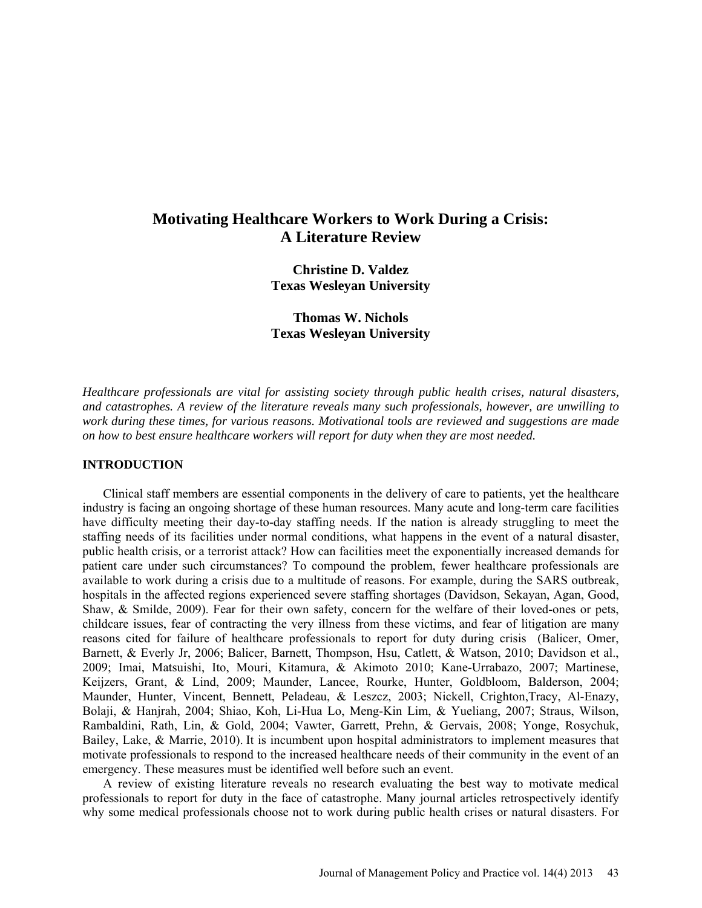# Motivating Healthcare Workers to Work During a Crisis: A Literature Review

**Christine D. Valdez**
**Texas Wesleyan University**

**Thomas W. Nichols**
**Texas Wesleyan University**

*Healthcare professionals are vital for assisting society through public health crises, natural disasters, and catastrophes. A review of the literature reveals many such professionals, however, are unwilling to work during these times, for various reasons. Motivational tools are reviewed and suggestions are made on how to best ensure healthcare workers will report for duty when they are most needed.*

## INTRODUCTION

Clinical staff members are essential components in the delivery of care to patients, yet the healthcare industry is facing an ongoing shortage of these human resources. Many acute and long-term care facilities have difficulty meeting their day-to-day staffing needs. If the nation is already struggling to meet the staffing needs of its facilities under normal conditions, what happens in the event of a natural disaster, public health crisis, or a terrorist attack? How can facilities meet the exponentially increased demands for patient care under such circumstances? To compound the problem, fewer healthcare professionals are available to work during a crisis due to a multitude of reasons. For example, during the SARS outbreak, hospitals in the affected regions experienced severe staffing shortages (Davidson, Sekayan, Agan, Good, Shaw, & Smilde, 2009). Fear for their own safety, concern for the welfare of their loved-ones or pets, childcare issues, fear of contracting the very illness from these victims, and fear of litigation are many reasons cited for failure of healthcare professionals to report for duty during crisis (Balicer, Omer, Barnett, & Everly Jr, 2006; Balicer, Barnett, Thompson, Hsu, Catlett, & Watson, 2010; Davidson et al., 2009; Imai, Matsuishi, Ito, Mouri, Kitamura, & Akimoto 2010; Kane-Urrabazo, 2007; Martinese, Keijzers, Grant, & Lind, 2009; Maunder, Lancee, Rourke, Hunter, Goldbloom, Balderson, 2004; Maunder, Hunter, Vincent, Bennett, Peladeau, & Leszcz, 2003; Nickell, Crighton,Tracy, Al-Enazy, Bolaji, & Hanjrah, 2004; Shiao, Koh, Li-Hua Lo, Meng-Kin Lim, & Yueliang, 2007; Straus, Wilson, Rambaldini, Rath, Lin, & Gold, 2004; Vawter, Garrett, Prehn, & Gervais, 2008; Yonge, Rosychuk, Bailey, Lake, & Marrie, 2010). It is incumbent upon hospital administrators to implement measures that motivate professionals to respond to the increased healthcare needs of their community in the event of an emergency. These measures must be identified well before such an event.

A review of existing literature reveals no research evaluating the best way to motivate medical professionals to report for duty in the face of catastrophe. Many journal articles retrospectively identify why some medical professionals choose not to work during public health crises or natural disasters. For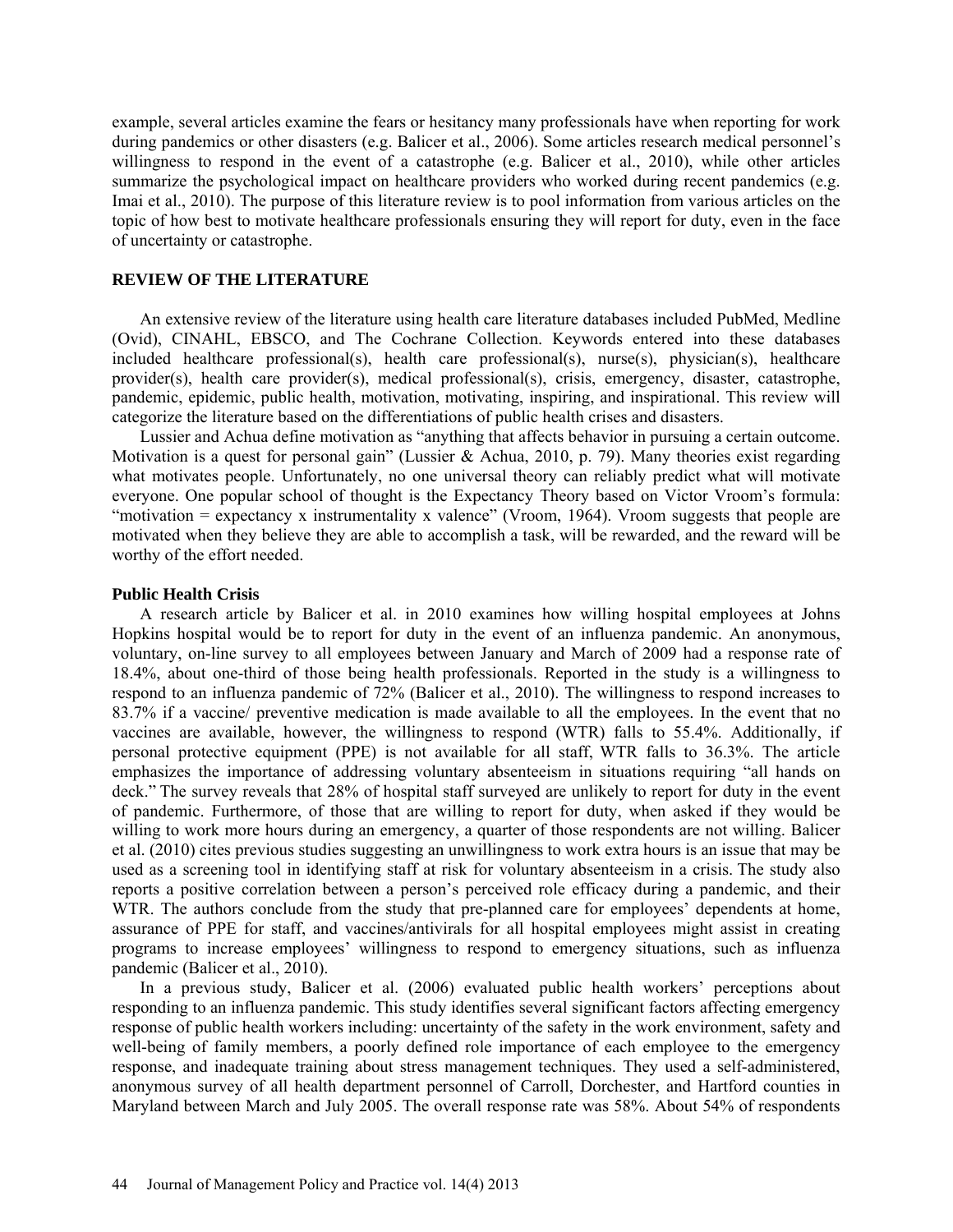example, several articles examine the fears or hesitancy many professionals have when reporting for work during pandemics or other disasters (e.g. Balicer et al., 2006). Some articles research medical personnel's willingness to respond in the event of a catastrophe (e.g. Balicer et al., 2010), while other articles summarize the psychological impact on healthcare providers who worked during recent pandemics (e.g. Imai et al., 2010). The purpose of this literature review is to pool information from various articles on the topic of how best to motivate healthcare professionals ensuring they will report for duty, even in the face of uncertainty or catastrophe.

## REVIEW OF THE LITERATURE

An extensive review of the literature using health care literature databases included PubMed, Medline (Ovid), CINAHL, EBSCO, and The Cochrane Collection. Keywords entered into these databases included healthcare professional(s), health care professional(s), nurse(s), physician(s), healthcare provider(s), health care provider(s), medical professional(s), crisis, emergency, disaster, catastrophe, pandemic, epidemic, public health, motivation, motivating, inspiring, and inspirational. This review will categorize the literature based on the differentiations of public health crises and disasters.

Lussier and Achua define motivation as "anything that affects behavior in pursuing a certain outcome. Motivation is a quest for personal gain" (Lussier & Achua, 2010, p. 79). Many theories exist regarding what motivates people. Unfortunately, no one universal theory can reliably predict what will motivate everyone. One popular school of thought is the Expectancy Theory based on Victor Vroom's formula: "motivation = expectancy x instrumentality x valence" (Vroom, 1964). Vroom suggests that people are motivated when they believe they are able to accomplish a task, will be rewarded, and the reward will be worthy of the effort needed.

### Public Health Crisis

A research article by Balicer et al. in 2010 examines how willing hospital employees at Johns Hopkins hospital would be to report for duty in the event of an influenza pandemic. An anonymous, voluntary, on-line survey to all employees between January and March of 2009 had a response rate of 18.4%, about one-third of those being health professionals. Reported in the study is a willingness to respond to an influenza pandemic of 72% (Balicer et al., 2010). The willingness to respond increases to 83.7% if a vaccine/ preventive medication is made available to all the employees. In the event that no vaccines are available, however, the willingness to respond (WTR) falls to 55.4%. Additionally, if personal protective equipment (PPE) is not available for all staff, WTR falls to 36.3%. The article emphasizes the importance of addressing voluntary absenteeism in situations requiring "all hands on deck." The survey reveals that 28% of hospital staff surveyed are unlikely to report for duty in the event of pandemic. Furthermore, of those that are willing to report for duty, when asked if they would be willing to work more hours during an emergency, a quarter of those respondents are not willing. Balicer et al. (2010) cites previous studies suggesting an unwillingness to work extra hours is an issue that may be used as a screening tool in identifying staff at risk for voluntary absenteeism in a crisis. The study also reports a positive correlation between a person's perceived role efficacy during a pandemic, and their WTR. The authors conclude from the study that pre-planned care for employees' dependents at home, assurance of PPE for staff, and vaccines/antivirals for all hospital employees might assist in creating programs to increase employees' willingness to respond to emergency situations, such as influenza pandemic (Balicer et al., 2010).

In a previous study, Balicer et al. (2006) evaluated public health workers' perceptions about responding to an influenza pandemic. This study identifies several significant factors affecting emergency response of public health workers including: uncertainty of the safety in the work environment, safety and well-being of family members, a poorly defined role importance of each employee to the emergency response, and inadequate training about stress management techniques. They used a self-administered, anonymous survey of all health department personnel of Carroll, Dorchester, and Hartford counties in Maryland between March and July 2005. The overall response rate was 58%. About 54% of respondents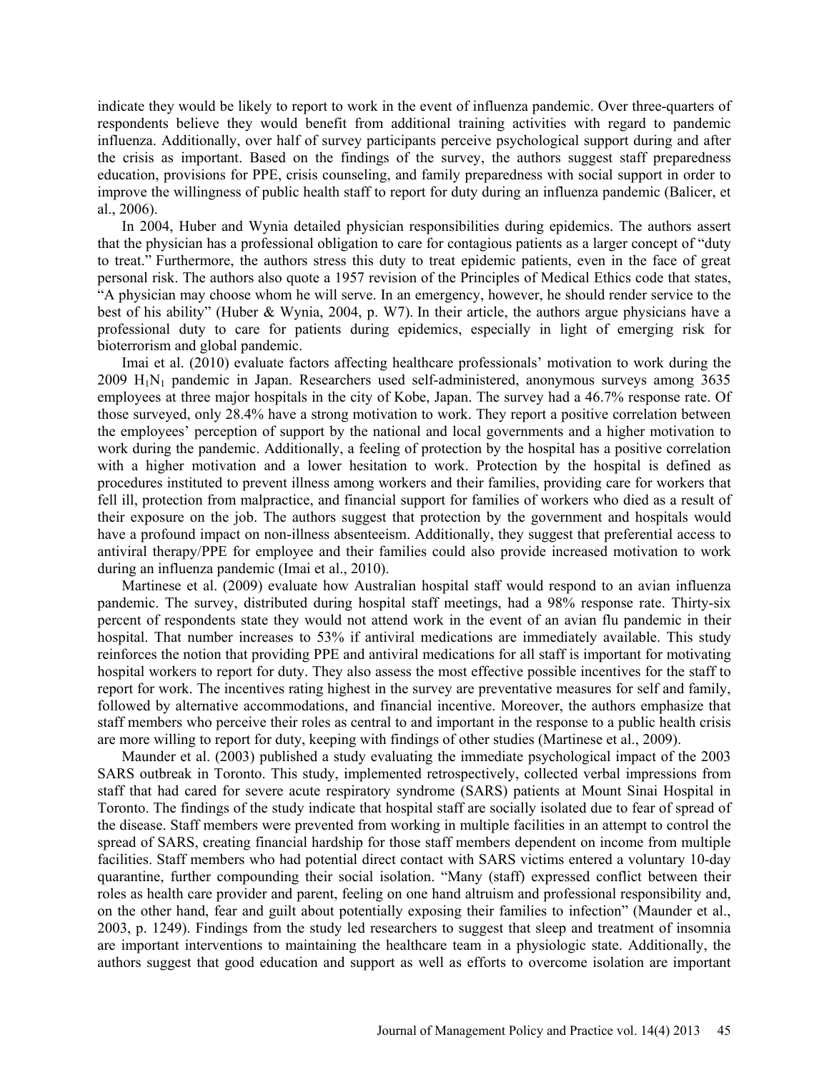indicate they would be likely to report to work in the event of influenza pandemic. Over three-quarters of respondents believe they would benefit from additional training activities with regard to pandemic influenza. Additionally, over half of survey participants perceive psychological support during and after the crisis as important. Based on the findings of the survey, the authors suggest staff preparedness education, provisions for PPE, crisis counseling, and family preparedness with social support in order to improve the willingness of public health staff to report for duty during an influenza pandemic (Balicer, et al., 2006).

In 2004, Huber and Wynia detailed physician responsibilities during epidemics. The authors assert that the physician has a professional obligation to care for contagious patients as a larger concept of "duty to treat." Furthermore, the authors stress this duty to treat epidemic patients, even in the face of great personal risk. The authors also quote a 1957 revision of the Principles of Medical Ethics code that states, "A physician may choose whom he will serve. In an emergency, however, he should render service to the best of his ability" (Huber & Wynia, 2004, p. W7). In their article, the authors argue physicians have a professional duty to care for patients during epidemics, especially in light of emerging risk for bioterrorism and global pandemic.

Imai et al. (2010) evaluate factors affecting healthcare professionals' motivation to work during the 2009 $H_1N_1$ pandemic in Japan. Researchers used self-administered, anonymous surveys among 3635 employees at three major hospitals in the city of Kobe, Japan. The survey had a 46.7% response rate. Of those surveyed, only 28.4% have a strong motivation to work. They report a positive correlation between the employees' perception of support by the national and local governments and a higher motivation to work during the pandemic. Additionally, a feeling of protection by the hospital has a positive correlation with a higher motivation and a lower hesitation to work. Protection by the hospital is defined as procedures instituted to prevent illness among workers and their families, providing care for workers that fell ill, protection from malpractice, and financial support for families of workers who died as a result of their exposure on the job. The authors suggest that protection by the government and hospitals would have a profound impact on non-illness absenteeism. Additionally, they suggest that preferential access to antiviral therapy/PPE for employee and their families could also provide increased motivation to work during an influenza pandemic (Imai et al., 2010).

Martinese et al. (2009) evaluate how Australian hospital staff would respond to an avian influenza pandemic. The survey, distributed during hospital staff meetings, had a 98% response rate. Thirty-six percent of respondents state they would not attend work in the event of an avian flu pandemic in their hospital. That number increases to 53% if antiviral medications are immediately available. This study reinforces the notion that providing PPE and antiviral medications for all staff is important for motivating hospital workers to report for duty. They also assess the most effective possible incentives for the staff to report for work. The incentives rating highest in the survey are preventative measures for self and family, followed by alternative accommodations, and financial incentive. Moreover, the authors emphasize that staff members who perceive their roles as central to and important in the response to a public health crisis are more willing to report for duty, keeping with findings of other studies (Martinese et al., 2009).

Maunder et al. (2003) published a study evaluating the immediate psychological impact of the 2003 SARS outbreak in Toronto. This study, implemented retrospectively, collected verbal impressions from staff that had cared for severe acute respiratory syndrome (SARS) patients at Mount Sinai Hospital in Toronto. The findings of the study indicate that hospital staff are socially isolated due to fear of spread of the disease. Staff members were prevented from working in multiple facilities in an attempt to control the spread of SARS, creating financial hardship for those staff members dependent on income from multiple facilities. Staff members who had potential direct contact with SARS victims entered a voluntary 10-day quarantine, further compounding their social isolation. "Many (staff) expressed conflict between their roles as health care provider and parent, feeling on one hand altruism and professional responsibility and, on the other hand, fear and guilt about potentially exposing their families to infection" (Maunder et al., 2003, p. 1249). Findings from the study led researchers to suggest that sleep and treatment of insomnia are important interventions to maintaining the healthcare team in a physiologic state. Additionally, the authors suggest that good education and support as well as efforts to overcome isolation are important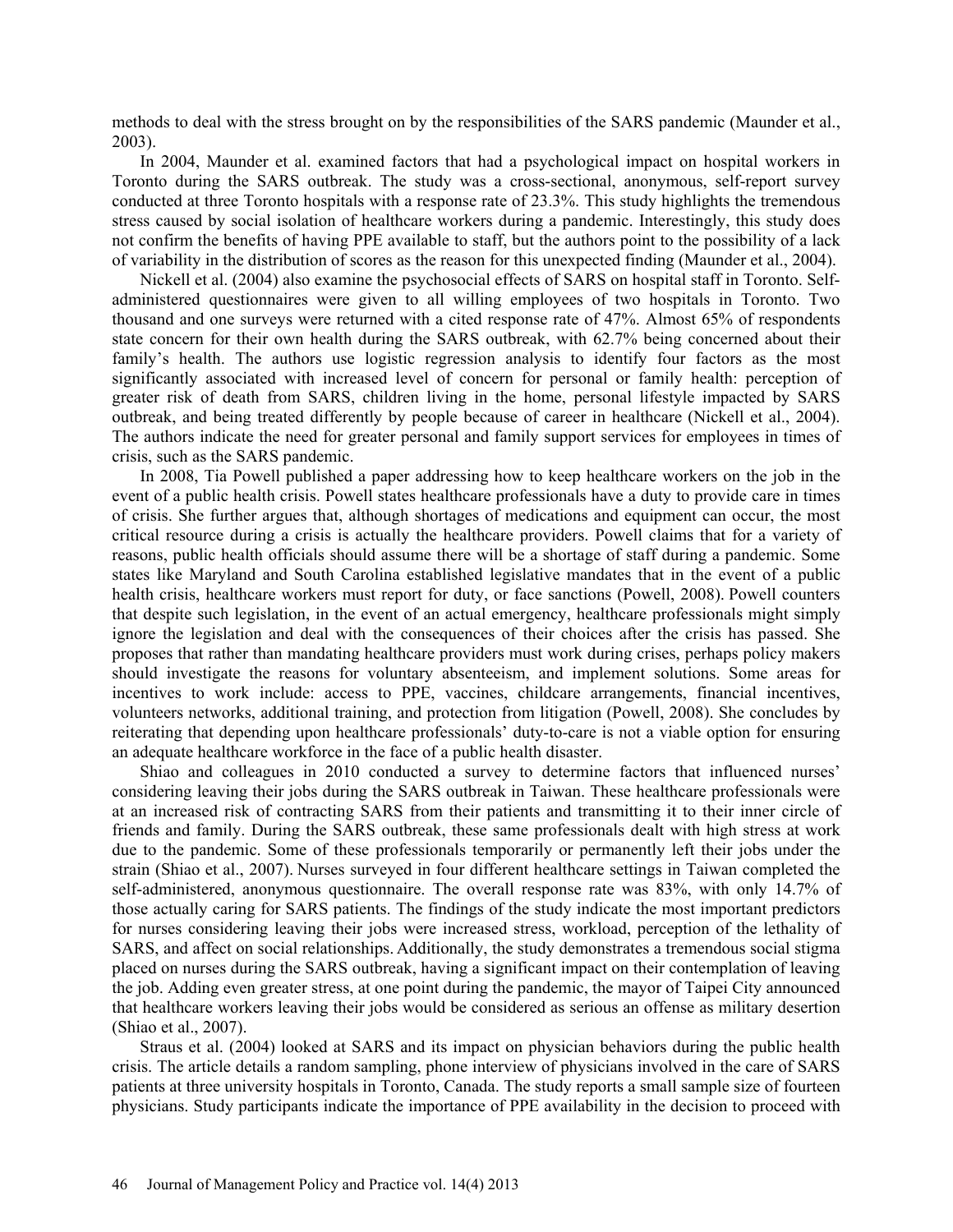methods to deal with the stress brought on by the responsibilities of the SARS pandemic (Maunder et al., 2003).

In 2004, Maunder et al. examined factors that had a psychological impact on hospital workers in Toronto during the SARS outbreak. The study was a cross-sectional, anonymous, self-report survey conducted at three Toronto hospitals with a response rate of 23.3%. This study highlights the tremendous stress caused by social isolation of healthcare workers during a pandemic. Interestingly, this study does not confirm the benefits of having PPE available to staff, but the authors point to the possibility of a lack of variability in the distribution of scores as the reason for this unexpected finding (Maunder et al., 2004).

Nickell et al. (2004) also examine the psychosocial effects of SARS on hospital staff in Toronto. Self-administered questionnaires were given to all willing employees of two hospitals in Toronto. Two thousand and one surveys were returned with a cited response rate of 47%. Almost 65% of respondents state concern for their own health during the SARS outbreak, with 62.7% being concerned about their family's health. The authors use logistic regression analysis to identify four factors as the most significantly associated with increased level of concern for personal or family health: perception of greater risk of death from SARS, children living in the home, personal lifestyle impacted by SARS outbreak, and being treated differently by people because of career in healthcare (Nickell et al., 2004). The authors indicate the need for greater personal and family support services for employees in times of crisis, such as the SARS pandemic.

In 2008, Tia Powell published a paper addressing how to keep healthcare workers on the job in the event of a public health crisis. Powell states healthcare professionals have a duty to provide care in times of crisis. She further argues that, although shortages of medications and equipment can occur, the most critical resource during a crisis is actually the healthcare providers. Powell claims that for a variety of reasons, public health officials should assume there will be a shortage of staff during a pandemic. Some states like Maryland and South Carolina established legislative mandates that in the event of a public health crisis, healthcare workers must report for duty, or face sanctions (Powell, 2008). Powell counters that despite such legislation, in the event of an actual emergency, healthcare professionals might simply ignore the legislation and deal with the consequences of their choices after the crisis has passed. She proposes that rather than mandating healthcare providers must work during crises, perhaps policy makers should investigate the reasons for voluntary absenteeism, and implement solutions. Some areas for incentives to work include: access to PPE, vaccines, childcare arrangements, financial incentives, volunteers networks, additional training, and protection from litigation (Powell, 2008). She concludes by reiterating that depending upon healthcare professionals' duty-to-care is not a viable option for ensuring an adequate healthcare workforce in the face of a public health disaster.

Shiao and colleagues in 2010 conducted a survey to determine factors that influenced nurses' considering leaving their jobs during the SARS outbreak in Taiwan. These healthcare professionals were at an increased risk of contracting SARS from their patients and transmitting it to their inner circle of friends and family. During the SARS outbreak, these same professionals dealt with high stress at work due to the pandemic. Some of these professionals temporarily or permanently left their jobs under the strain (Shiao et al., 2007). Nurses surveyed in four different healthcare settings in Taiwan completed the self-administered, anonymous questionnaire. The overall response rate was 83%, with only 14.7% of those actually caring for SARS patients. The findings of the study indicate the most important predictors for nurses considering leaving their jobs were increased stress, workload, perception of the lethality of SARS, and affect on social relationships. Additionally, the study demonstrates a tremendous social stigma placed on nurses during the SARS outbreak, having a significant impact on their contemplation of leaving the job. Adding even greater stress, at one point during the pandemic, the mayor of Taipei City announced that healthcare workers leaving their jobs would be considered as serious an offense as military desertion (Shiao et al., 2007).

Straus et al. (2004) looked at SARS and its impact on physician behaviors during the public health crisis. The article details a random sampling, phone interview of physicians involved in the care of SARS patients at three university hospitals in Toronto, Canada. The study reports a small sample size of fourteen physicians. Study participants indicate the importance of PPE availability in the decision to proceed with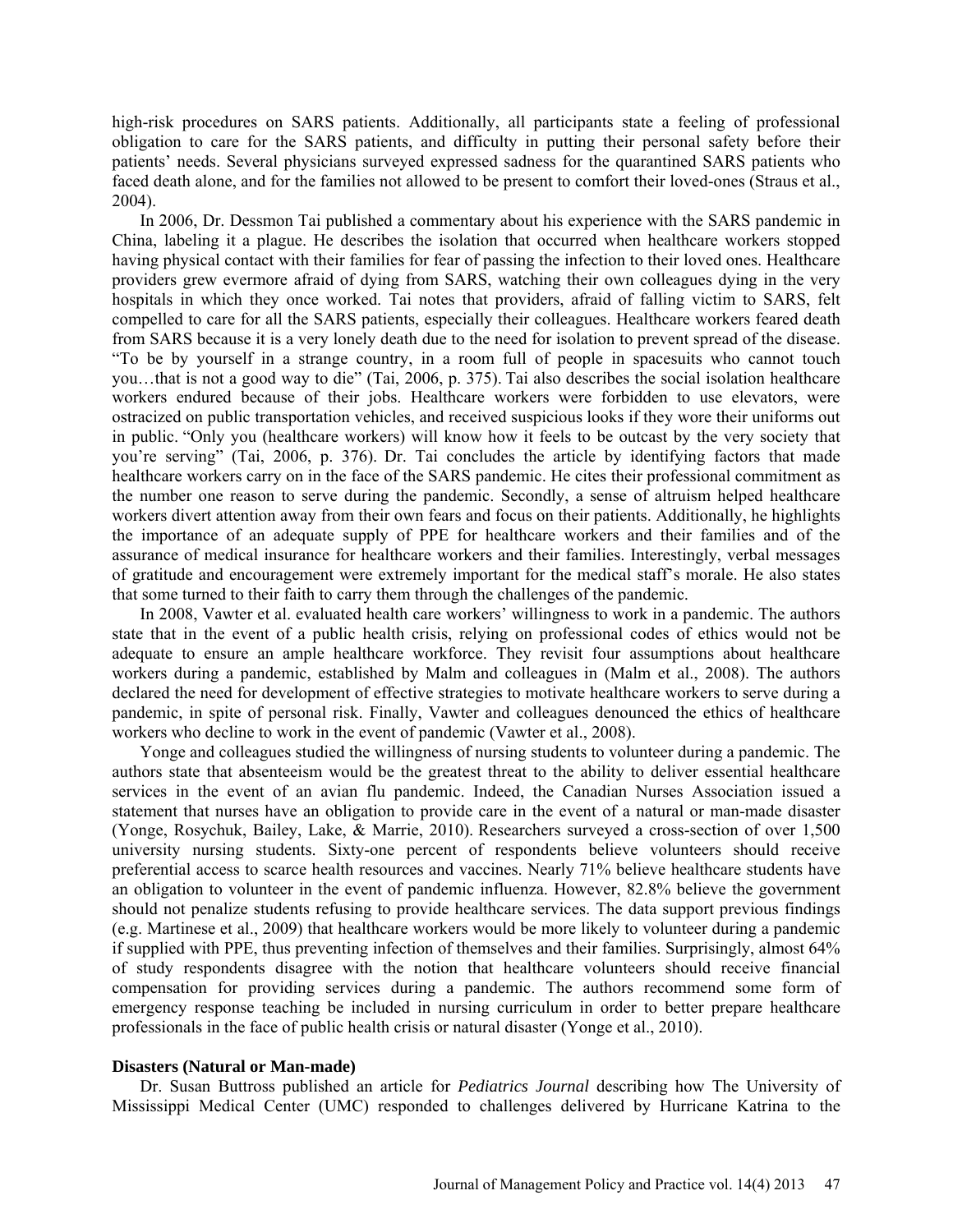high-risk procedures on SARS patients. Additionally, all participants state a feeling of professional obligation to care for the SARS patients, and difficulty in putting their personal safety before their patients' needs. Several physicians surveyed expressed sadness for the quarantined SARS patients who faced death alone, and for the families not allowed to be present to comfort their loved-ones (Straus et al., 2004).

In 2006, Dr. Dessmon Tai published a commentary about his experience with the SARS pandemic in China, labeling it a plague. He describes the isolation that occurred when healthcare workers stopped having physical contact with their families for fear of passing the infection to their loved ones. Healthcare providers grew evermore afraid of dying from SARS, watching their own colleagues dying in the very hospitals in which they once worked. Tai notes that providers, afraid of falling victim to SARS, felt compelled to care for all the SARS patients, especially their colleagues. Healthcare workers feared death from SARS because it is a very lonely death due to the need for isolation to prevent spread of the disease. "To be by yourself in a strange country, in a room full of people in spacesuits who cannot touch you…that is not a good way to die" (Tai, 2006, p. 375). Tai also describes the social isolation healthcare workers endured because of their jobs. Healthcare workers were forbidden to use elevators, were ostracized on public transportation vehicles, and received suspicious looks if they wore their uniforms out in public. "Only you (healthcare workers) will know how it feels to be outcast by the very society that you're serving" (Tai, 2006, p. 376). Dr. Tai concludes the article by identifying factors that made healthcare workers carry on in the face of the SARS pandemic. He cites their professional commitment as the number one reason to serve during the pandemic. Secondly, a sense of altruism helped healthcare workers divert attention away from their own fears and focus on their patients. Additionally, he highlights the importance of an adequate supply of PPE for healthcare workers and their families and of the assurance of medical insurance for healthcare workers and their families. Interestingly, verbal messages of gratitude and encouragement were extremely important for the medical staff's morale. He also states that some turned to their faith to carry them through the challenges of the pandemic.

In 2008, Vawter et al. evaluated health care workers' willingness to work in a pandemic. The authors state that in the event of a public health crisis, relying on professional codes of ethics would not be adequate to ensure an ample healthcare workforce. They revisit four assumptions about healthcare workers during a pandemic, established by Malm and colleagues in (Malm et al., 2008). The authors declared the need for development of effective strategies to motivate healthcare workers to serve during a pandemic, in spite of personal risk. Finally, Vawter and colleagues denounced the ethics of healthcare workers who decline to work in the event of pandemic (Vawter et al., 2008).

Yonge and colleagues studied the willingness of nursing students to volunteer during a pandemic. The authors state that absenteeism would be the greatest threat to the ability to deliver essential healthcare services in the event of an avian flu pandemic. Indeed, the Canadian Nurses Association issued a statement that nurses have an obligation to provide care in the event of a natural or man-made disaster (Yonge, Rosychuk, Bailey, Lake, & Marrie, 2010). Researchers surveyed a cross-section of over 1,500 university nursing students. Sixty-one percent of respondents believe volunteers should receive preferential access to scarce health resources and vaccines. Nearly 71% believe healthcare students have an obligation to volunteer in the event of pandemic influenza. However, 82.8% believe the government should not penalize students refusing to provide healthcare services. The data support previous findings (e.g. Martinese et al., 2009) that healthcare workers would be more likely to volunteer during a pandemic if supplied with PPE, thus preventing infection of themselves and their families. Surprisingly, almost 64% of study respondents disagree with the notion that healthcare volunteers should receive financial compensation for providing services during a pandemic. The authors recommend some form of emergency response teaching be included in nursing curriculum in order to better prepare healthcare professionals in the face of public health crisis or natural disaster (Yonge et al., 2010).

### Disasters (Natural or Man-made)

Dr. Susan Buttross published an article for *Pediatrics Journal* describing how The University of Mississippi Medical Center (UMC) responded to challenges delivered by Hurricane Katrina to the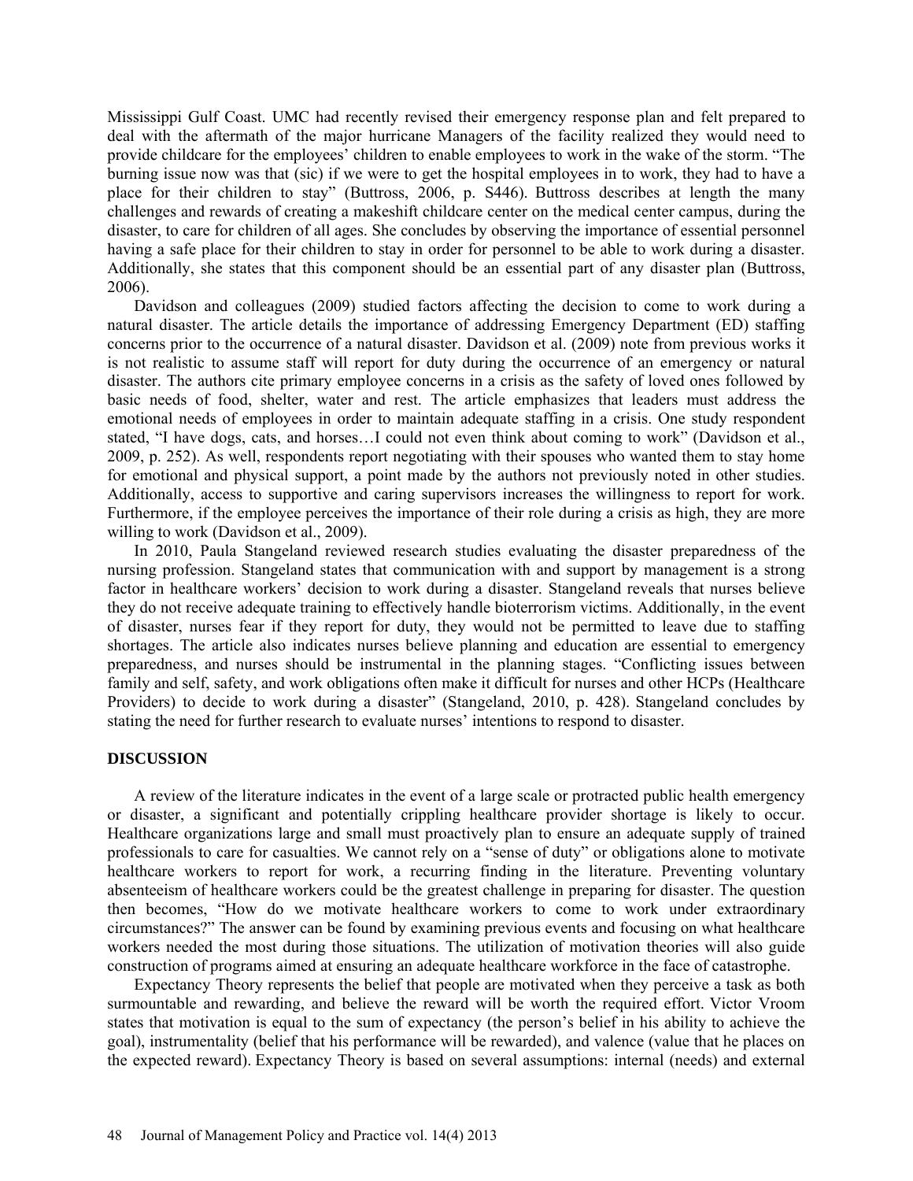Mississippi Gulf Coast. UMC had recently revised their emergency response plan and felt prepared to deal with the aftermath of the major hurricane Managers of the facility realized they would need to provide childcare for the employees' children to enable employees to work in the wake of the storm. "The burning issue now was that (sic) if we were to get the hospital employees in to work, they had to have a place for their children to stay" (Buttross, 2006, p. S446). Buttross describes at length the many challenges and rewards of creating a makeshift childcare center on the medical center campus, during the disaster, to care for children of all ages. She concludes by observing the importance of essential personnel having a safe place for their children to stay in order for personnel to be able to work during a disaster. Additionally, she states that this component should be an essential part of any disaster plan (Buttross, 2006).

Davidson and colleagues (2009) studied factors affecting the decision to come to work during a natural disaster. The article details the importance of addressing Emergency Department (ED) staffing concerns prior to the occurrence of a natural disaster. Davidson et al. (2009) note from previous works it is not realistic to assume staff will report for duty during the occurrence of an emergency or natural disaster. The authors cite primary employee concerns in a crisis as the safety of loved ones followed by basic needs of food, shelter, water and rest. The article emphasizes that leaders must address the emotional needs of employees in order to maintain adequate staffing in a crisis. One study respondent stated, "I have dogs, cats, and horses…I could not even think about coming to work" (Davidson et al., 2009, p. 252). As well, respondents report negotiating with their spouses who wanted them to stay home for emotional and physical support, a point made by the authors not previously noted in other studies. Additionally, access to supportive and caring supervisors increases the willingness to report for work. Furthermore, if the employee perceives the importance of their role during a crisis as high, they are more willing to work (Davidson et al., 2009).

In 2010, Paula Stangeland reviewed research studies evaluating the disaster preparedness of the nursing profession. Stangeland states that communication with and support by management is a strong factor in healthcare workers' decision to work during a disaster. Stangeland reveals that nurses believe they do not receive adequate training to effectively handle bioterrorism victims. Additionally, in the event of disaster, nurses fear if they report for duty, they would not be permitted to leave due to staffing shortages. The article also indicates nurses believe planning and education are essential to emergency preparedness, and nurses should be instrumental in the planning stages. "Conflicting issues between family and self, safety, and work obligations often make it difficult for nurses and other HCPs (Healthcare Providers) to decide to work during a disaster" (Stangeland, 2010, p. 428). Stangeland concludes by stating the need for further research to evaluate nurses' intentions to respond to disaster.

## DISCUSSION

A review of the literature indicates in the event of a large scale or protracted public health emergency or disaster, a significant and potentially crippling healthcare provider shortage is likely to occur. Healthcare organizations large and small must proactively plan to ensure an adequate supply of trained professionals to care for casualties. We cannot rely on a "sense of duty" or obligations alone to motivate healthcare workers to report for work, a recurring finding in the literature. Preventing voluntary absenteeism of healthcare workers could be the greatest challenge in preparing for disaster. The question then becomes, "How do we motivate healthcare workers to come to work under extraordinary circumstances?" The answer can be found by examining previous events and focusing on what healthcare workers needed the most during those situations. The utilization of motivation theories will also guide construction of programs aimed at ensuring an adequate healthcare workforce in the face of catastrophe.

Expectancy Theory represents the belief that people are motivated when they perceive a task as both surmountable and rewarding, and believe the reward will be worth the required effort. Victor Vroom states that motivation is equal to the sum of expectancy (the person's belief in his ability to achieve the goal), instrumentality (belief that his performance will be rewarded), and valence (value that he places on the expected reward). Expectancy Theory is based on several assumptions: internal (needs) and external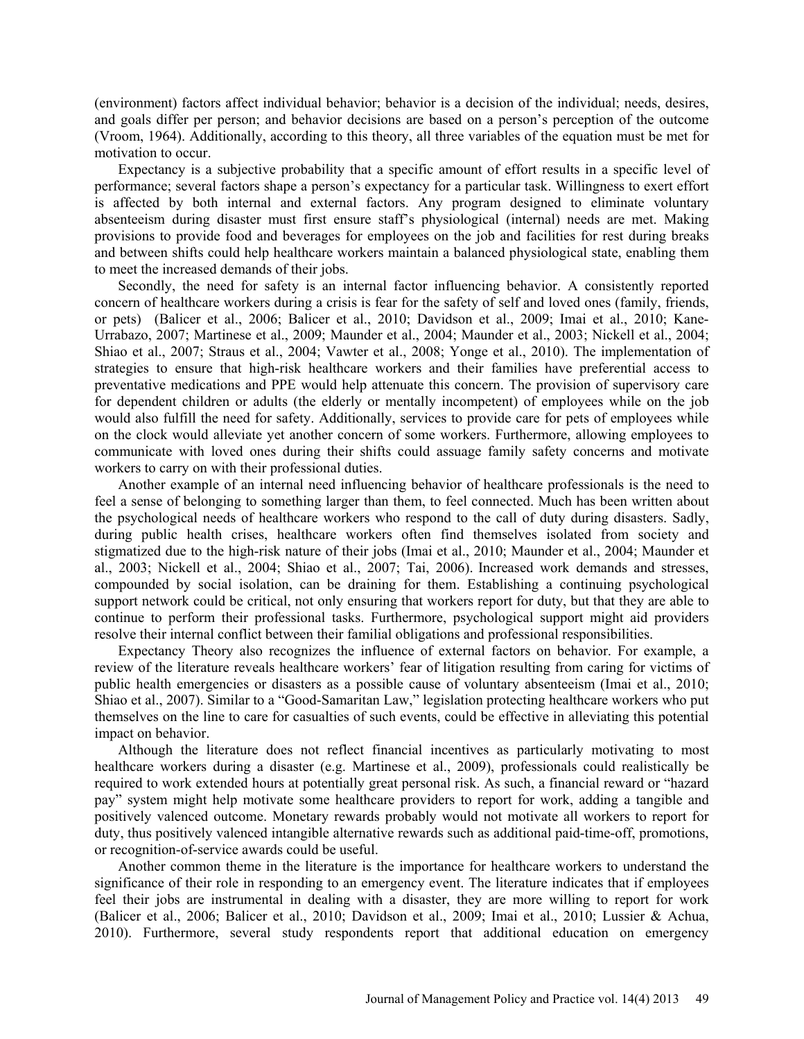(environment) factors affect individual behavior; behavior is a decision of the individual; needs, desires, and goals differ per person; and behavior decisions are based on a person's perception of the outcome (Vroom, 1964). Additionally, according to this theory, all three variables of the equation must be met for motivation to occur.

Expectancy is a subjective probability that a specific amount of effort results in a specific level of performance; several factors shape a person's expectancy for a particular task. Willingness to exert effort is affected by both internal and external factors. Any program designed to eliminate voluntary absenteeism during disaster must first ensure staff's physiological (internal) needs are met. Making provisions to provide food and beverages for employees on the job and facilities for rest during breaks and between shifts could help healthcare workers maintain a balanced physiological state, enabling them to meet the increased demands of their jobs.

Secondly, the need for safety is an internal factor influencing behavior. A consistently reported concern of healthcare workers during a crisis is fear for the safety of self and loved ones (family, friends, or pets) (Balicer et al., 2006; Balicer et al., 2010; Davidson et al., 2009; Imai et al., 2010; Kane-Urrabazo, 2007; Martinese et al., 2009; Maunder et al., 2004; Maunder et al., 2003; Nickell et al., 2004; Shiao et al., 2007; Straus et al., 2004; Vawter et al., 2008; Yonge et al., 2010). The implementation of strategies to ensure that high-risk healthcare workers and their families have preferential access to preventative medications and PPE would help attenuate this concern. The provision of supervisory care for dependent children or adults (the elderly or mentally incompetent) of employees while on the job would also fulfill the need for safety. Additionally, services to provide care for pets of employees while on the clock would alleviate yet another concern of some workers. Furthermore, allowing employees to communicate with loved ones during their shifts could assuage family safety concerns and motivate workers to carry on with their professional duties.

Another example of an internal need influencing behavior of healthcare professionals is the need to feel a sense of belonging to something larger than them, to feel connected. Much has been written about the psychological needs of healthcare workers who respond to the call of duty during disasters. Sadly, during public health crises, healthcare workers often find themselves isolated from society and stigmatized due to the high-risk nature of their jobs (Imai et al., 2010; Maunder et al., 2004; Maunder et al., 2003; Nickell et al., 2004; Shiao et al., 2007; Tai, 2006). Increased work demands and stresses, compounded by social isolation, can be draining for them. Establishing a continuing psychological support network could be critical, not only ensuring that workers report for duty, but that they are able to continue to perform their professional tasks. Furthermore, psychological support might aid providers resolve their internal conflict between their familial obligations and professional responsibilities.

Expectancy Theory also recognizes the influence of external factors on behavior. For example, a review of the literature reveals healthcare workers' fear of litigation resulting from caring for victims of public health emergencies or disasters as a possible cause of voluntary absenteeism (Imai et al., 2010; Shiao et al., 2007). Similar to a "Good-Samaritan Law," legislation protecting healthcare workers who put themselves on the line to care for casualties of such events, could be effective in alleviating this potential impact on behavior.

Although the literature does not reflect financial incentives as particularly motivating to most healthcare workers during a disaster (e.g. Martinese et al., 2009), professionals could realistically be required to work extended hours at potentially great personal risk. As such, a financial reward or "hazard pay" system might help motivate some healthcare providers to report for work, adding a tangible and positively valenced outcome. Monetary rewards probably would not motivate all workers to report for duty, thus positively valenced intangible alternative rewards such as additional paid-time-off, promotions, or recognition-of-service awards could be useful.

Another common theme in the literature is the importance for healthcare workers to understand the significance of their role in responding to an emergency event. The literature indicates that if employees feel their jobs are instrumental in dealing with a disaster, they are more willing to report for work (Balicer et al., 2006; Balicer et al., 2010; Davidson et al., 2009; Imai et al., 2010; Lussier & Achua, 2010). Furthermore, several study respondents report that additional education on emergency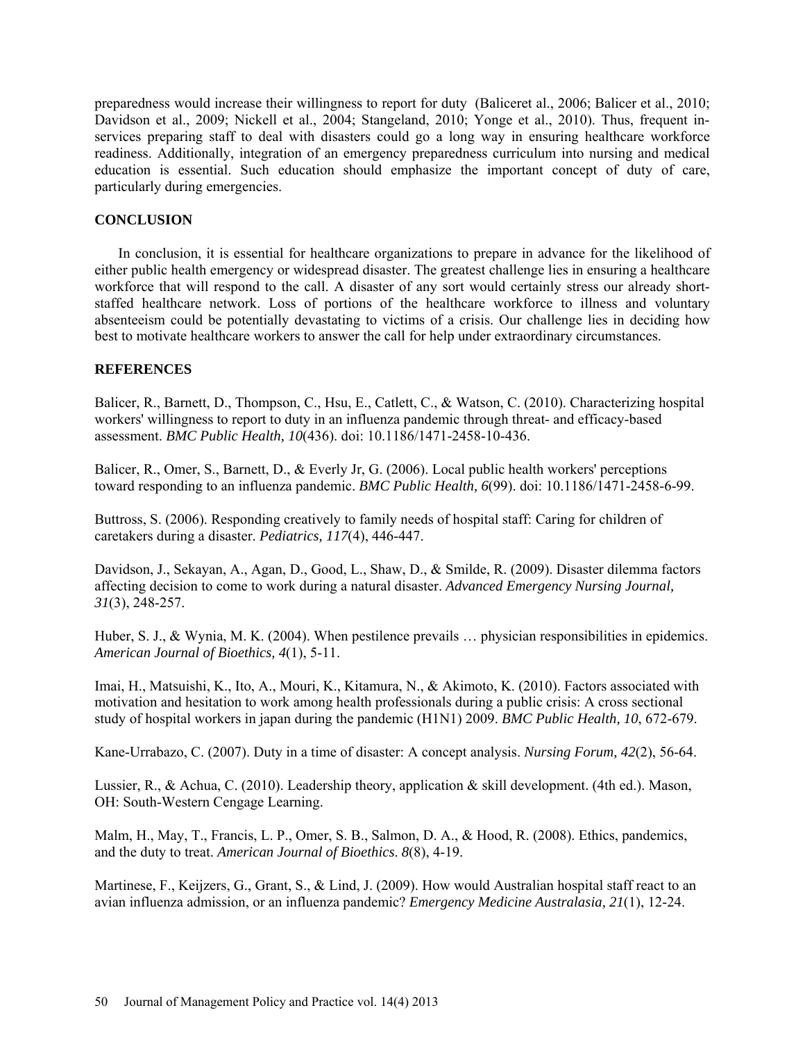preparedness would increase their willingness to report for duty (Baliceret al., 2006; Balicer et al., 2010; Davidson et al., 2009; Nickell et al., 2004; Stangeland, 2010; Yonge et al., 2010). Thus, frequent in-services preparing staff to deal with disasters could go a long way in ensuring healthcare workforce readiness. Additionally, integration of an emergency preparedness curriculum into nursing and medical education is essential. Such education should emphasize the important concept of duty of care, particularly during emergencies.

## CONCLUSION

In conclusion, it is essential for healthcare organizations to prepare in advance for the likelihood of either public health emergency or widespread disaster. The greatest challenge lies in ensuring a healthcare workforce that will respond to the call. A disaster of any sort would certainly stress our already short-staffed healthcare network. Loss of portions of the healthcare workforce to illness and voluntary absenteeism could be potentially devastating to victims of a crisis. Our challenge lies in deciding how best to motivate healthcare workers to answer the call for help under extraordinary circumstances.

## REFERENCES

Balicer, R., Barnett, D., Thompson, C., Hsu, E., Catlett, C., & Watson, C. (2010). Characterizing hospital workers' willingness to report to duty in an influenza pandemic through threat- and efficacy-based assessment. *BMC Public Health, 10*(436). doi: 10.1186/1471-2458-10-436.

Balicer, R., Omer, S., Barnett, D., & Everly Jr, G. (2006). Local public health workers' perceptions toward responding to an influenza pandemic. *BMC Public Health, 6*(99). doi: 10.1186/1471-2458-6-99.

Buttross, S. (2006). Responding creatively to family needs of hospital staff: Caring for children of caretakers during a disaster. *Pediatrics, 117*(4), 446-447.

Davidson, J., Sekayan, A., Agan, D., Good, L., Shaw, D., & Smilde, R. (2009). Disaster dilemma factors affecting decision to come to work during a natural disaster. *Advanced Emergency Nursing Journal, 31*(3), 248-257.

Huber, S. J., & Wynia, M. K. (2004). When pestilence prevails … physician responsibilities in epidemics. *American Journal of Bioethics, 4*(1), 5-11.

Imai, H., Matsuishi, K., Ito, A., Mouri, K., Kitamura, N., & Akimoto, K. (2010). Factors associated with motivation and hesitation to work among health professionals during a public crisis: A cross sectional study of hospital workers in japan during the pandemic (H1N1) 2009. *BMC Public Health, 10*, 672-679.

Kane-Urrabazo, C. (2007). Duty in a time of disaster: A concept analysis. *Nursing Forum, 42*(2), 56-64.

Lussier, R., & Achua, C. (2010). Leadership theory, application & skill development. (4th ed.). Mason, OH: South-Western Cengage Learning.

Malm, H., May, T., Francis, L. P., Omer, S. B., Salmon, D. A., & Hood, R. (2008). Ethics, pandemics, and the duty to treat. *American Journal of Bioethics*. *8*(8), 4-19.

Martinese, F., Keijzers, G., Grant, S., & Lind, J. (2009). How would Australian hospital staff react to an avian influenza admission, or an influenza pandemic? *Emergency Medicine Australasia, 21*(1), 12-24.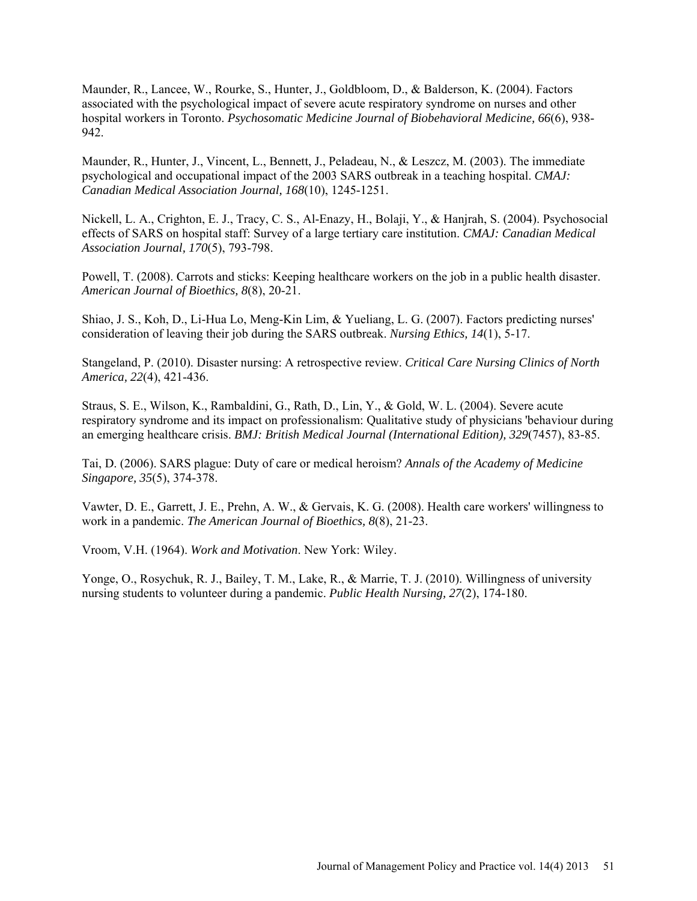Maunder, R., Lancee, W., Rourke, S., Hunter, J., Goldbloom, D., & Balderson, K. (2004). Factors associated with the psychological impact of severe acute respiratory syndrome on nurses and other hospital workers in Toronto. *Psychosomatic Medicine Journal of Biobehavioral Medicine, 66*(6), 938-942.

Maunder, R., Hunter, J., Vincent, L., Bennett, J., Peladeau, N., & Leszcz, M. (2003). The immediate psychological and occupational impact of the 2003 SARS outbreak in a teaching hospital. *CMAJ: Canadian Medical Association Journal, 168*(10), 1245-1251.

Nickell, L. A., Crighton, E. J., Tracy, C. S., Al-Enazy, H., Bolaji, Y., & Hanjrah, S. (2004). Psychosocial effects of SARS on hospital staff: Survey of a large tertiary care institution. *CMAJ: Canadian Medical Association Journal, 170*(5), 793-798.

Powell, T. (2008). Carrots and sticks: Keeping healthcare workers on the job in a public health disaster. *American Journal of Bioethics, 8*(8), 20-21.

Shiao, J. S., Koh, D., Li-Hua Lo, Meng-Kin Lim, & Yueliang, L. G. (2007). Factors predicting nurses' consideration of leaving their job during the SARS outbreak. *Nursing Ethics, 14*(1), 5-17.

Stangeland, P. (2010). Disaster nursing: A retrospective review. *Critical Care Nursing Clinics of North America, 22*(4), 421-436.

Straus, S. E., Wilson, K., Rambaldini, G., Rath, D., Lin, Y., & Gold, W. L. (2004). Severe acute respiratory syndrome and its impact on professionalism: Qualitative study of physicians 'behaviour during an emerging healthcare crisis. *BMJ: British Medical Journal (International Edition), 329*(7457), 83-85.

Tai, D. (2006). SARS plague: Duty of care or medical heroism? *Annals of the Academy of Medicine Singapore, 35*(5), 374-378.

Vawter, D. E., Garrett, J. E., Prehn, A. W., & Gervais, K. G. (2008). Health care workers' willingness to work in a pandemic. *The American Journal of Bioethics, 8*(8), 21-23.

Vroom, V.H. (1964). *Work and Motivation*. New York: Wiley.

Yonge, O., Rosychuk, R. J., Bailey, T. M., Lake, R., & Marrie, T. J. (2010). Willingness of university nursing students to volunteer during a pandemic. *Public Health Nursing, 27*(2), 174-180.